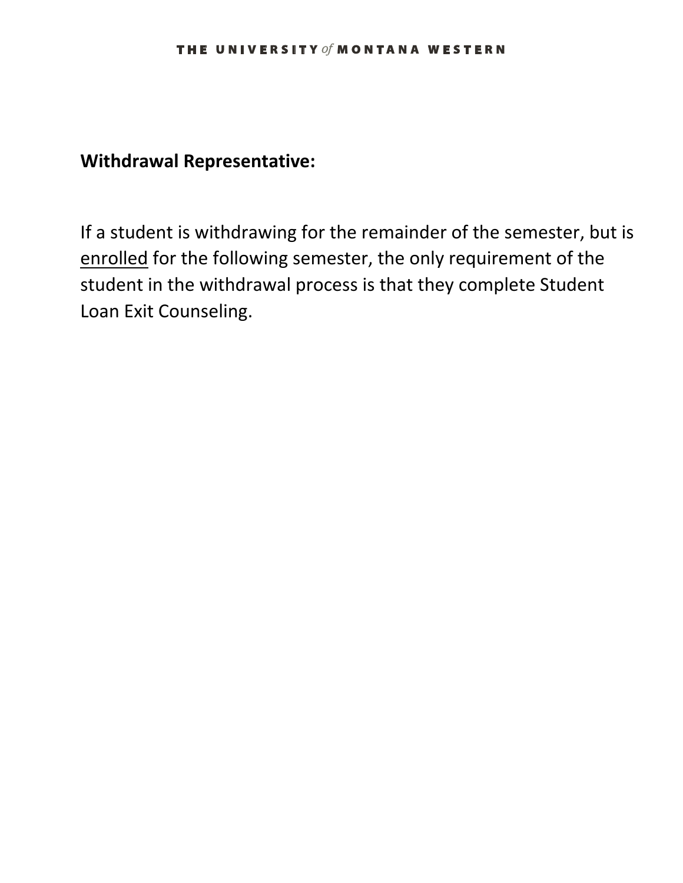**Withdrawal Representative:**

If a student is withdrawing for the remainder of the semester, but is <u>enrolled</u> for the following semester, the only requirement of the student in the withdrawal process is that they complete Student Loan Exit Counseling.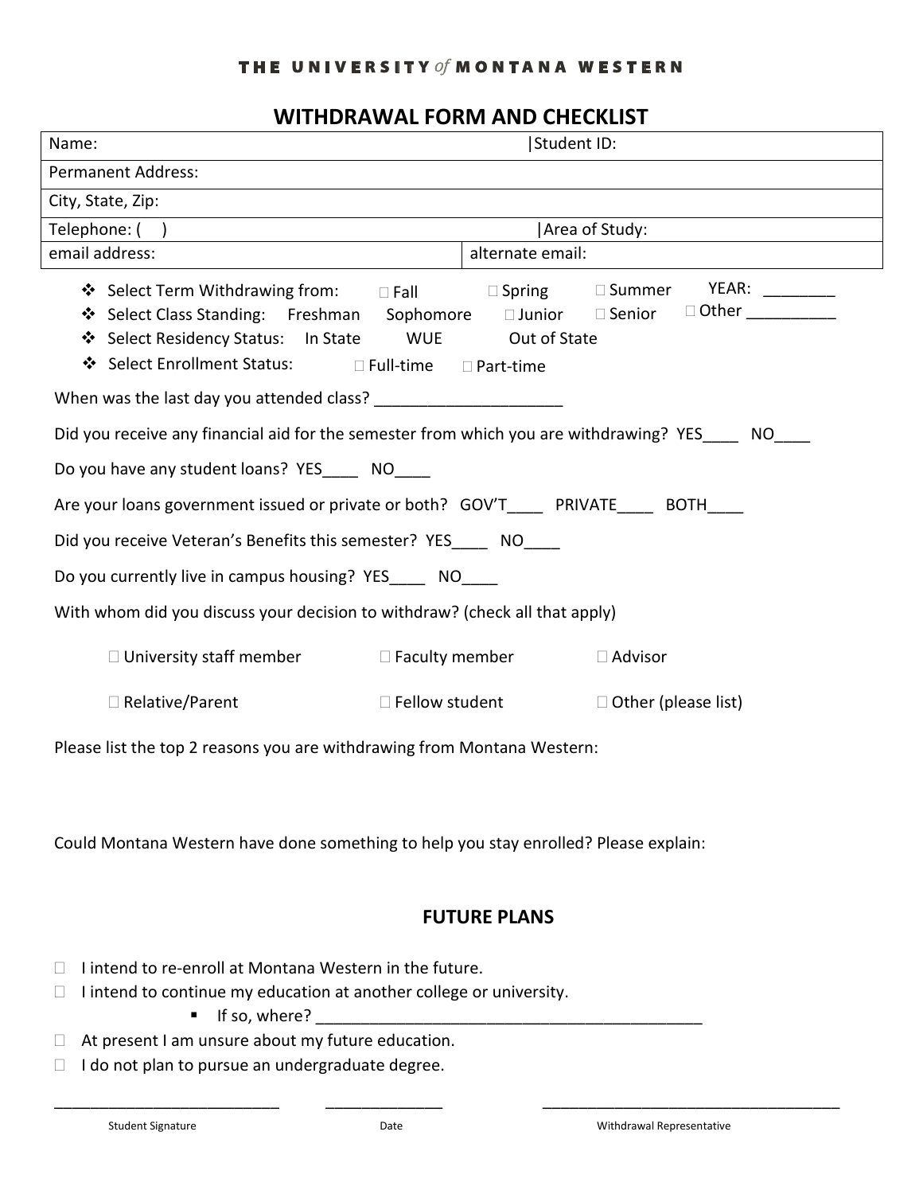THE UNIVERSITY *of* MONTANA WESTERN

# WITHDRAWAL FORM AND CHECKLIST

| Name: | Student ID: |
|---|---|
| Permanent Address: | |
| City, State, Zip: | |
| Telephone: (    ) | Area of Study: |
| email address: | alternate email: |

- Select Term Withdrawing from: ☐ Fall ☐ Spring ☐ Summer YEAR: ________
- Select Class Standing: Freshman Sophomore ☐ Junior ☐ Senior ☐ Other __________
- Select Residency Status: In State WUE Out of State
- Select Enrollment Status: ☐ Full-time ☐ Part-time

When was the last day you attended class? _____________________

Did you receive any financial aid for the semester from which you are withdrawing? YES____ NO____

Do you have any student loans? YES____ NO____

Are your loans government issued or private or both? GOV'T____ PRIVATE____ BOTH____

Did you receive Veteran's Benefits this semester? YES____ NO____

Do you currently live in campus housing? YES____ NO____

With whom did you discuss your decision to withdraw? (check all that apply)

☐ University staff member ☐ Faculty member ☐ Advisor

☐ Relative/Parent ☐ Fellow student ☐ Other (please list)

Please list the top 2 reasons you are withdrawing from Montana Western:

Could Montana Western have done something to help you stay enrolled? Please explain:

## FUTURE PLANS

- ☐ I intend to re-enroll at Montana Western in the future.
- ☐ I intend to continue my education at another college or university.
  - If so, where? ____________________________________________
- ☐ At present I am unsure about my future education.
- ☐ I do not plan to pursue an undergraduate degree.

__________________________ _____________ ___________________________________

Student Signature Date Withdrawal Representative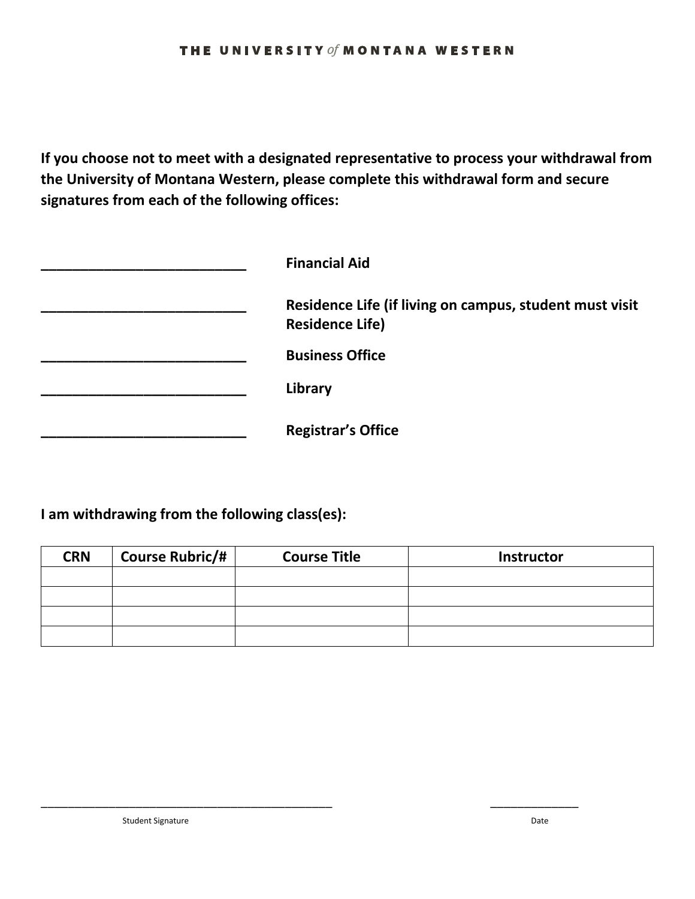THE UNIVERSITY of MONTANA WESTERN

**If you choose not to meet with a designated representative to process your withdrawal from the University of Montana Western, please complete this withdrawal form and secure signatures from each of the following offices:**

___________________________ **Financial Aid**

___________________________ **Residence Life (if living on campus, student must visit Residence Life)**

___________________________ **Business Office**

___________________________ **Library**

___________________________ **Registrar's Office**

**I am withdrawing from the following class(es):**

| CRN | Course Rubric/# | Course Title | Instructor |
|---|---|---|---|
| | | | |
| | | | |
| | | | |
| | | | |

_______________________________________________ ______________

Student Signature Date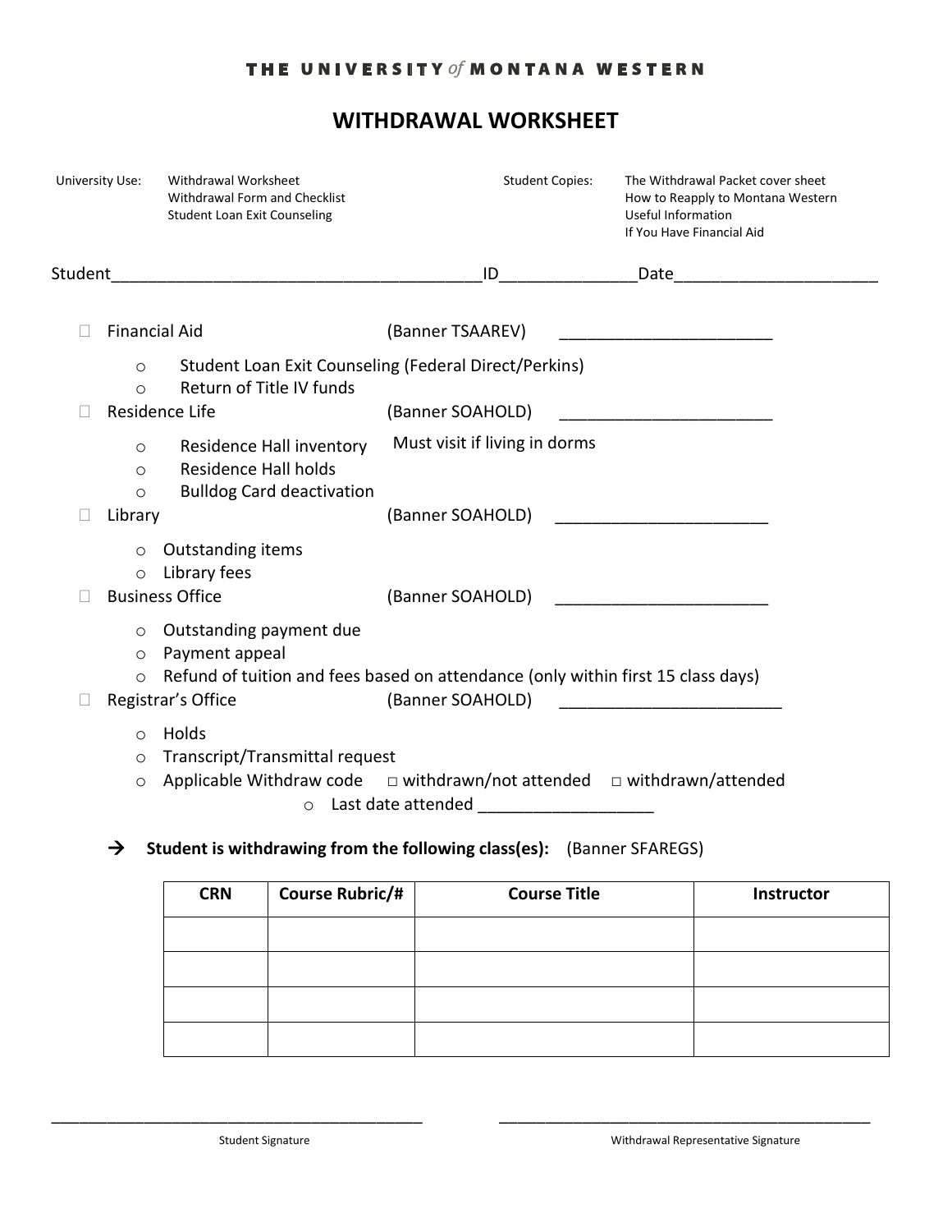THE UNIVERSITY *of* MONTANA WESTERN

# WITHDRAWAL WORKSHEET

University Use: Withdrawal Worksheet
Withdrawal Form and Checklist
Student Loan Exit Counseling

Student Copies: The Withdrawal Packet cover sheet
How to Reapply to Montana Western
Useful Information
If You Have Financial Aid

Student_______________________________________ID______________Date_____________________

- ☐ Financial Aid (Banner TSAAREV) ______________________
  - Student Loan Exit Counseling (Federal Direct/Perkins)
  - Return of Title IV funds
- ☐ Residence Life (Banner SOAHOLD) ______________________
  - Residence Hall inventory — Must visit if living in dorms
  - Residence Hall holds
  - Bulldog Card deactivation
- ☐ Library (Banner SOAHOLD) ______________________
  - Outstanding items
  - Library fees
- ☐ Business Office (Banner SOAHOLD) ______________________
  - Outstanding payment due
  - Payment appeal
  - Refund of tuition and fees based on attendance (only within first 15 class days)
- ☐ Registrar's Office (Banner SOAHOLD) ______________________
  - Holds
  - Transcript/Transmittal request
  - Applicable Withdraw code ☐ withdrawn/not attended ☐ withdrawn/attended
    - Last date attended __________________

→ **Student is withdrawing from the following class(es):** (Banner SFAREGS)

| CRN | Course Rubric/# | Course Title | Instructor |
|---|---|---|---|
| | | | |
| | | | |
| | | | |
| | | | |

_______________________________________ Student Signature

_______________________________________ Withdrawal Representative Signature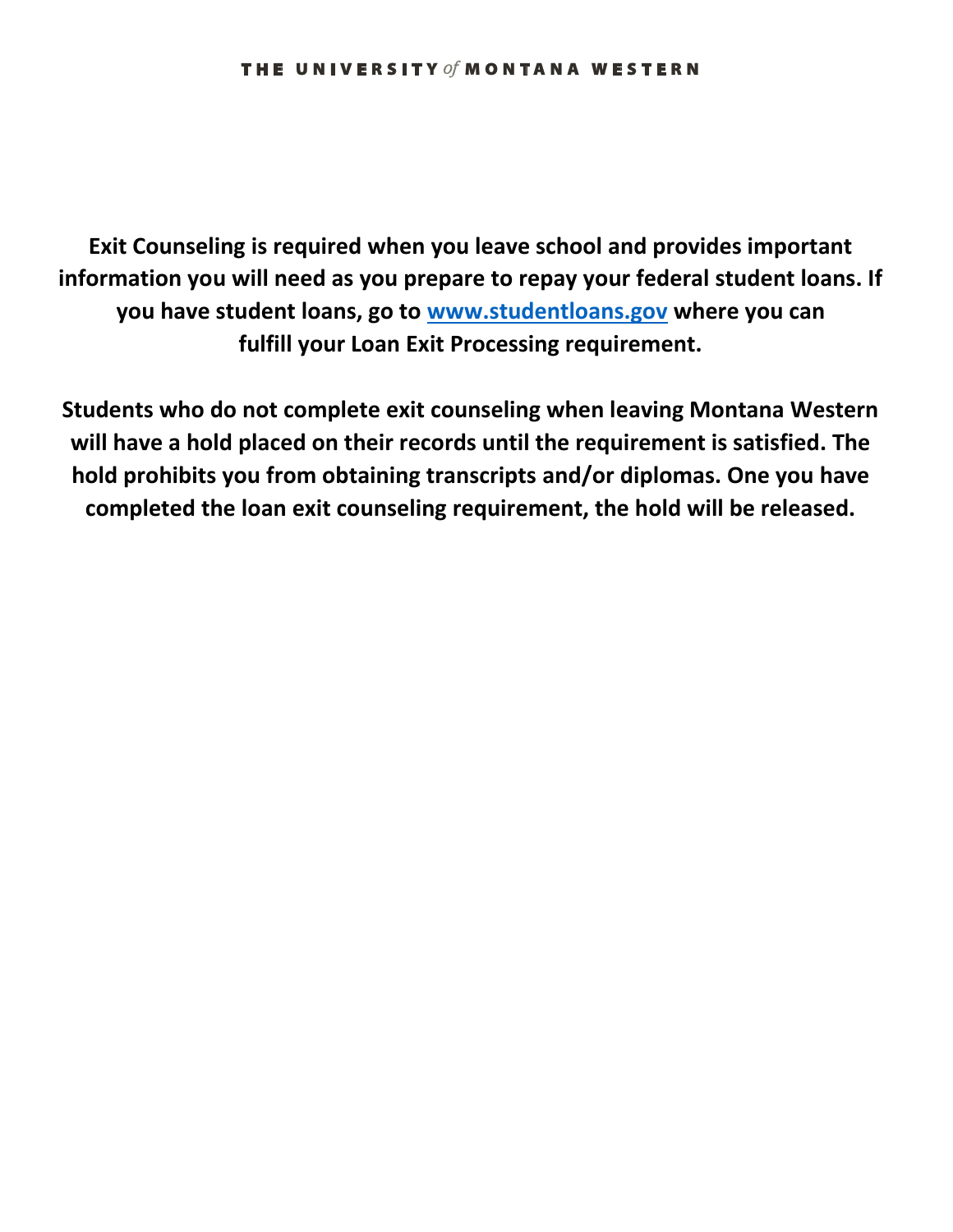**Exit Counseling is required when you leave school and provides important information you will need as you prepare to repay your federal student loans. If you have student loans, go to [www.studentloans.gov](http://www.studentloans.gov) where you can fulfill your Loan Exit Processing requirement.**

**Students who do not complete exit counseling when leaving Montana Western will have a hold placed on their records until the requirement is satisfied. The hold prohibits you from obtaining transcripts and/or diplomas. One you have completed the loan exit counseling requirement, the hold will be released.**